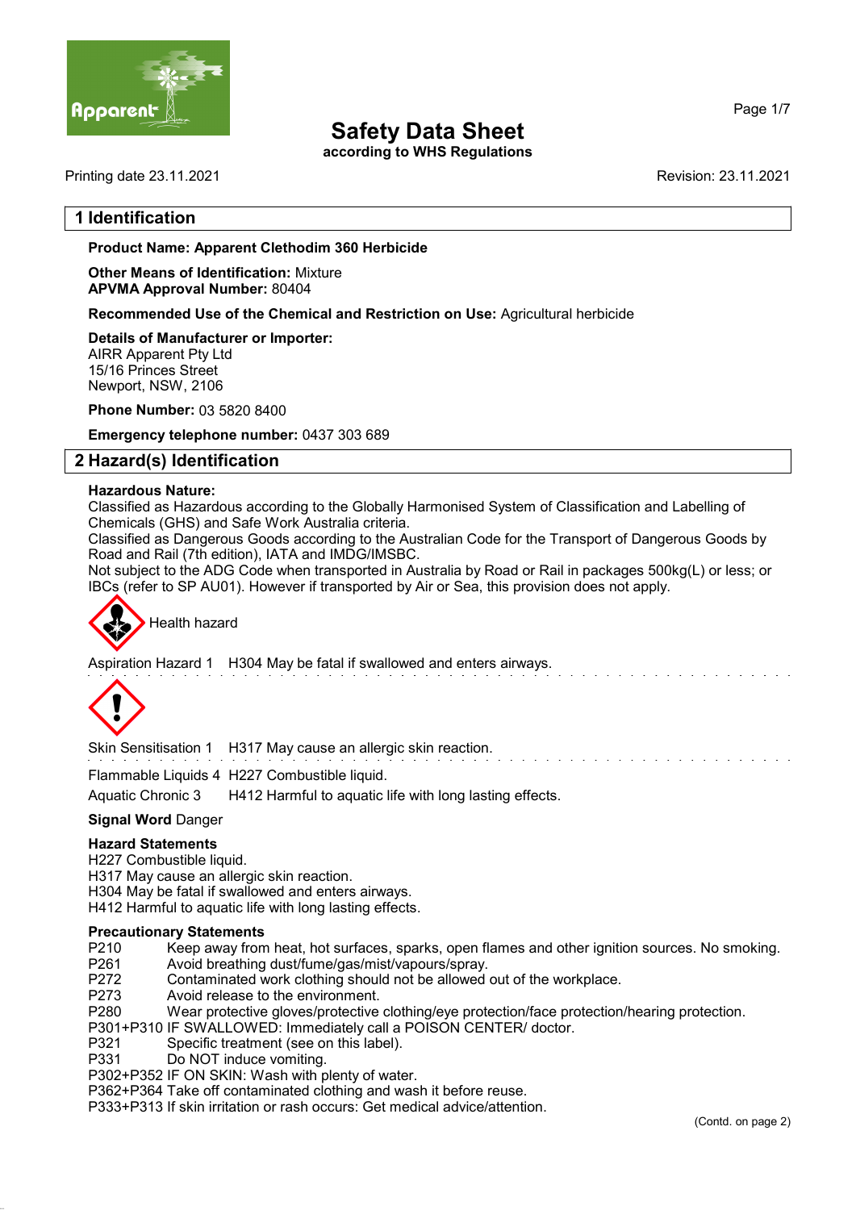# Safety Data Sheet

**according to WHS Regulations**

Printing date 23.11.2021 Revision: 23.11.2021

## 1 Identification

**Product Name: Apparent Clethodim 360 Herbicide**

**Other Means of Identification:** Mixture
**APVMA Approval Number:** 80404

**Recommended Use of the Chemical and Restriction on Use:** Agricultural herbicide

**Details of Manufacturer or Importer:**
AIRR Apparent Pty Ltd
15/16 Princes Street
Newport, NSW, 2106

**Phone Number:** 03 5820 8400

**Emergency telephone number:** 0437 303 689

## 2 Hazard(s) Identification

**Hazardous Nature:**
Classified as Hazardous according to the Globally Harmonised System of Classification and Labelling of Chemicals (GHS) and Safe Work Australia criteria.
Classified as Dangerous Goods according to the Australian Code for the Transport of Dangerous Goods by Road and Rail (7th edition), IATA and IMDG/IMSBC.
Not subject to the ADG Code when transported in Australia by Road or Rail in packages 500kg(L) or less; or IBCs (refer to SP AU01). However if transported by Air or Sea, this provision does not apply.

Health hazard

Aspiration Hazard 1 H304 May be fatal if swallowed and enters airways.

Skin Sensitisation 1 H317 May cause an allergic skin reaction.

Flammable Liquids 4 H227 Combustible liquid.

Aquatic Chronic 3 H412 Harmful to aquatic life with long lasting effects.

**Signal Word** Danger

**Hazard Statements**
H227 Combustible liquid.
H317 May cause an allergic skin reaction.
H304 May be fatal if swallowed and enters airways.
H412 Harmful to aquatic life with long lasting effects.

**Precautionary Statements**
P210 Keep away from heat, hot surfaces, sparks, open flames and other ignition sources. No smoking.
P261 Avoid breathing dust/fume/gas/mist/vapours/spray.
P272 Contaminated work clothing should not be allowed out of the workplace.
P273 Avoid release to the environment.
P280 Wear protective gloves/protective clothing/eye protection/face protection/hearing protection.
P301+P310 IF SWALLOWED: Immediately call a POISON CENTER/ doctor.
P321 Specific treatment (see on this label).
P331 Do NOT induce vomiting.
P302+P352 IF ON SKIN: Wash with plenty of water.
P362+P364 Take off contaminated clothing and wash it before reuse.
P333+P313 If skin irritation or rash occurs: Get medical advice/attention.

(Contd. on page 2)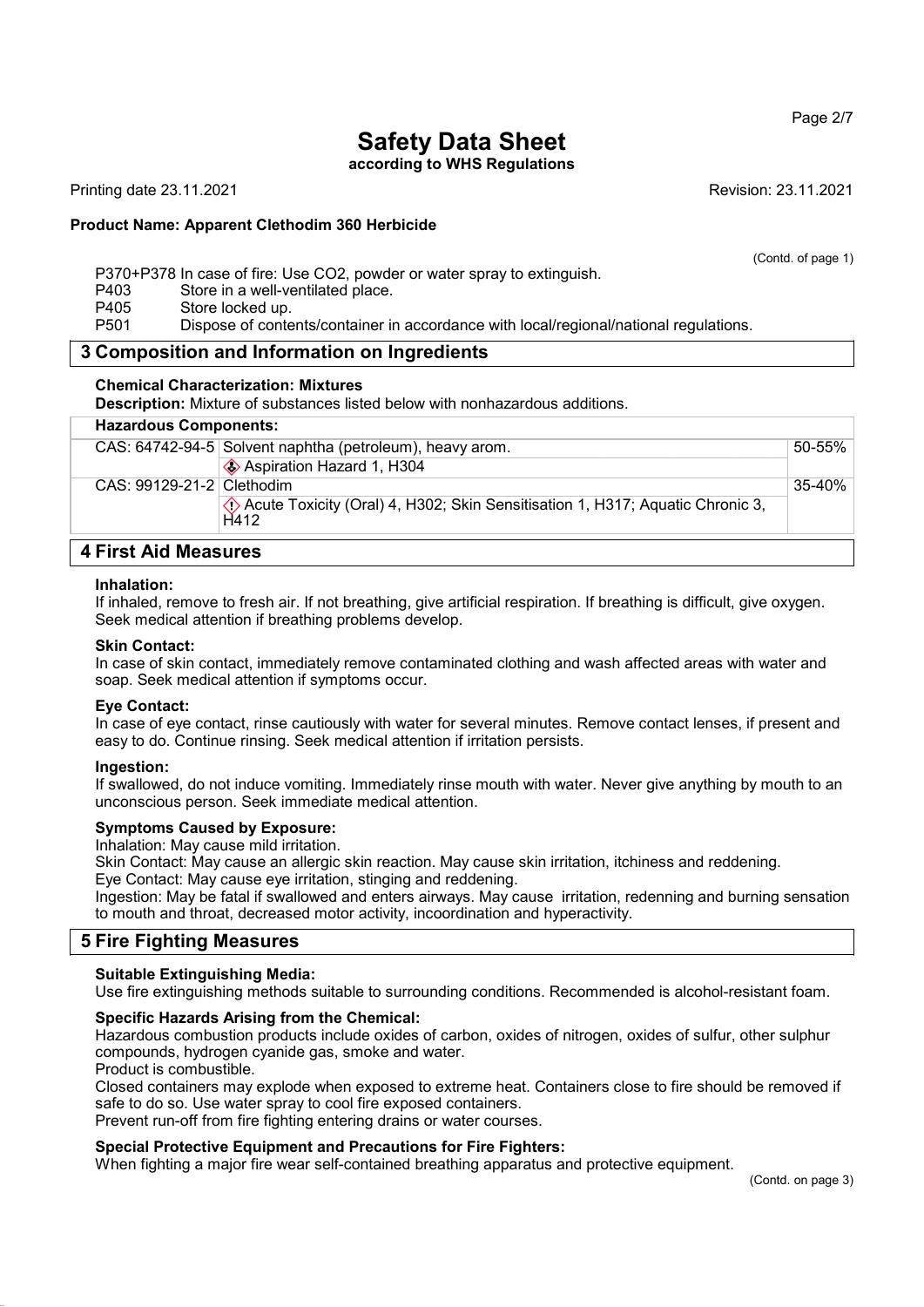(Contd. of page 1)

P370+P378 In case of fire: Use CO2, powder or water spray to extinguish.
P403 Store in a well-ventilated place.
P405 Store locked up.
P501 Dispose of contents/container in accordance with local/regional/national regulations.

## 3 Composition and Information on Ingredients

**Chemical Characterization: Mixtures**

**Description:** Mixture of substances listed below with nonhazardous additions.

| Hazardous Components: | | |
|---|---|---|
| CAS: 64742-94-5 | Solvent naphtha (petroleum), heavy arom. | 50-55% |
| | Aspiration Hazard 1, H304 | |
| CAS: 99129-21-2 | Clethodim | 35-40% |
| | Acute Toxicity (Oral) 4, H302; Skin Sensitisation 1, H317; Aquatic Chronic 3, H412 | |

## 4 First Aid Measures

**Inhalation:**

If inhaled, remove to fresh air. If not breathing, give artificial respiration. If breathing is difficult, give oxygen. Seek medical attention if breathing problems develop.

**Skin Contact:**

In case of skin contact, immediately remove contaminated clothing and wash affected areas with water and soap. Seek medical attention if symptoms occur.

**Eye Contact:**

In case of eye contact, rinse cautiously with water for several minutes. Remove contact lenses, if present and easy to do. Continue rinsing. Seek medical attention if irritation persists.

**Ingestion:**

If swallowed, do not induce vomiting. Immediately rinse mouth with water. Never give anything by mouth to an unconscious person. Seek immediate medical attention.

**Symptoms Caused by Exposure:**

Inhalation: May cause mild irritation.
Skin Contact: May cause an allergic skin reaction. May cause skin irritation, itchiness and reddening.
Eye Contact: May cause eye irritation, stinging and reddening.
Ingestion: May be fatal if swallowed and enters airways. May cause irritation, redenning and burning sensation to mouth and throat, decreased motor activity, incoordination and hyperactivity.

## 5 Fire Fighting Measures

**Suitable Extinguishing Media:**

Use fire extinguishing methods suitable to surrounding conditions. Recommended is alcohol-resistant foam.

**Specific Hazards Arising from the Chemical:**

Hazardous combustion products include oxides of carbon, oxides of nitrogen, oxides of sulfur, other sulphur compounds, hydrogen cyanide gas, smoke and water.
Product is combustible.
Closed containers may explode when exposed to extreme heat. Containers close to fire should be removed if safe to do so. Use water spray to cool fire exposed containers.
Prevent run-off from fire fighting entering drains or water courses.

**Special Protective Equipment and Precautions for Fire Fighters:**

When fighting a major fire wear self-contained breathing apparatus and protective equipment.

(Contd. on page 3)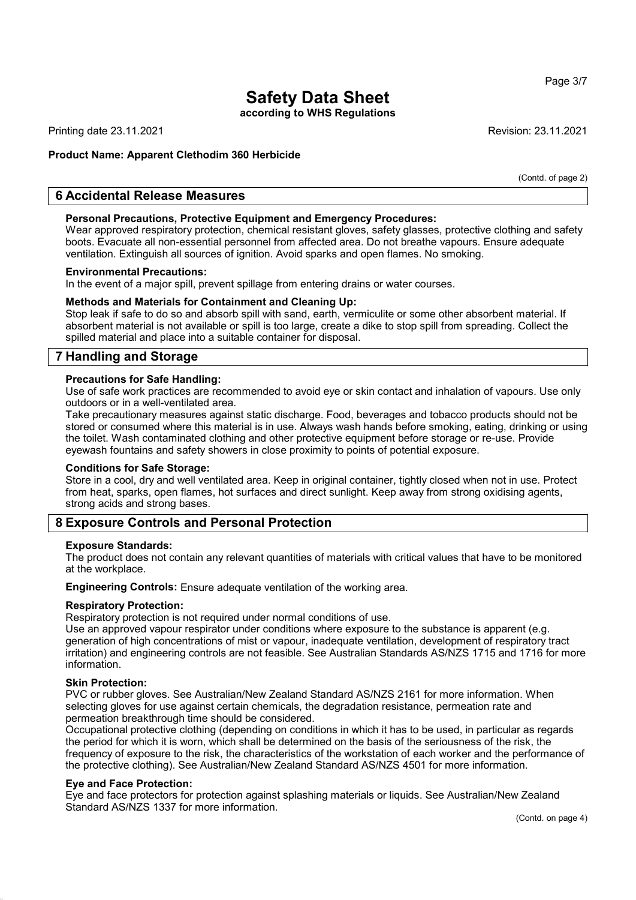# Safety Data Sheet

**according to WHS Regulations**

Printing date 23.11.2021 Revision: 23.11.2021

**Product Name: Apparent Clethodim 360 Herbicide**

(Contd. of page 2)

## 6 Accidental Release Measures

**Personal Precautions, Protective Equipment and Emergency Procedures:**
Wear approved respiratory protection, chemical resistant gloves, safety glasses, protective clothing and safety boots. Evacuate all non-essential personnel from affected area. Do not breathe vapours. Ensure adequate ventilation. Extinguish all sources of ignition. Avoid sparks and open flames. No smoking.

**Environmental Precautions:**
In the event of a major spill, prevent spillage from entering drains or water courses.

**Methods and Materials for Containment and Cleaning Up:**
Stop leak if safe to do so and absorb spill with sand, earth, vermiculite or some other absorbent material. If absorbent material is not available or spill is too large, create a dike to stop spill from spreading. Collect the spilled material and place into a suitable container for disposal.

## 7 Handling and Storage

**Precautions for Safe Handling:**
Use of safe work practices are recommended to avoid eye or skin contact and inhalation of vapours. Use only outdoors or in a well-ventilated area.
Take precautionary measures against static discharge. Food, beverages and tobacco products should not be stored or consumed where this material is in use. Always wash hands before smoking, eating, drinking or using the toilet. Wash contaminated clothing and other protective equipment before storage or re-use. Provide eyewash fountains and safety showers in close proximity to points of potential exposure.

**Conditions for Safe Storage:**
Store in a cool, dry and well ventilated area. Keep in original container, tightly closed when not in use. Protect from heat, sparks, open flames, hot surfaces and direct sunlight. Keep away from strong oxidising agents, strong acids and strong bases.

## 8 Exposure Controls and Personal Protection

**Exposure Standards:**
The product does not contain any relevant quantities of materials with critical values that have to be monitored at the workplace.

**Engineering Controls:** Ensure adequate ventilation of the working area.

**Respiratory Protection:**
Respiratory protection is not required under normal conditions of use.
Use an approved vapour respirator under conditions where exposure to the substance is apparent (e.g. generation of high concentrations of mist or vapour, inadequate ventilation, development of respiratory tract irritation) and engineering controls are not feasible. See Australian Standards AS/NZS 1715 and 1716 for more information.

**Skin Protection:**
PVC or rubber gloves. See Australian/New Zealand Standard AS/NZS 2161 for more information. When selecting gloves for use against certain chemicals, the degradation resistance, permeation rate and permeation breakthrough time should be considered.
Occupational protective clothing (depending on conditions in which it has to be used, in particular as regards the period for which it is worn, which shall be determined on the basis of the seriousness of the risk, the frequency of exposure to the risk, the characteristics of the workstation of each worker and the performance of the protective clothing). See Australian/New Zealand Standard AS/NZS 4501 for more information.

**Eye and Face Protection:**
Eye and face protectors for protection against splashing materials or liquids. See Australian/New Zealand Standard AS/NZS 1337 for more information.

(Contd. on page 4)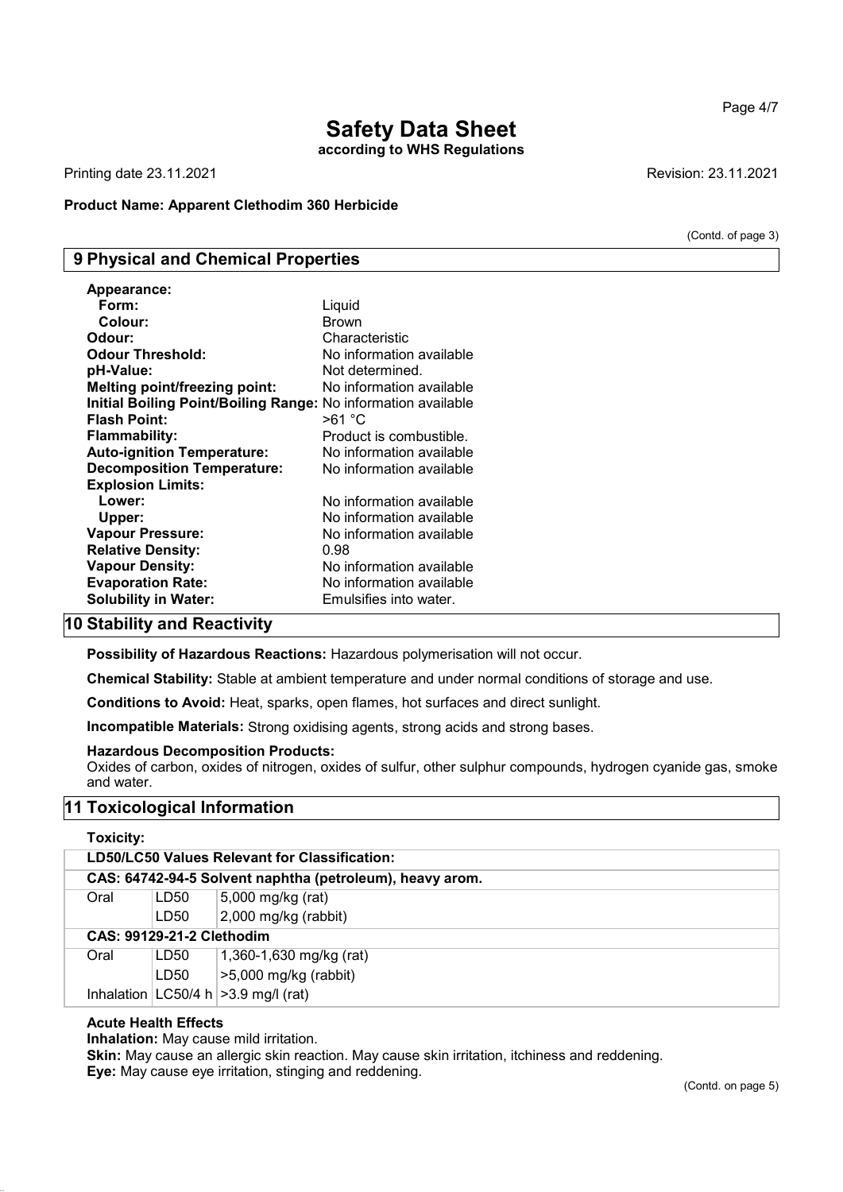# Safety Data Sheet

**according to WHS Regulations**

Printing date 23.11.2021 Revision: 23.11.2021

**Product Name: Apparent Clethodim 360 Herbicide**

(Contd. of page 3)

## 9 Physical and Chemical Properties

**Appearance:**

| | |
|---|---|
| **Form:** | Liquid |
| **Colour:** | Brown |
| **Odour:** | Characteristic |
| **Odour Threshold:** | No information available |
| **pH-Value:** | Not determined. |
| **Melting point/freezing point:** | No information available |
| **Initial Boiling Point/Boiling Range:** | No information available |
| **Flash Point:** | >61 °C |
| **Flammability:** | Product is combustible. |
| **Auto-ignition Temperature:** | No information available |
| **Decomposition Temperature:** | No information available |
| **Explosion Limits:** | |
| **Lower:** | No information available |
| **Upper:** | No information available |
| **Vapour Pressure:** | No information available |
| **Relative Density:** | 0.98 |
| **Vapour Density:** | No information available |
| **Evaporation Rate:** | No information available |
| **Solubility in Water:** | Emulsifies into water. |

## 10 Stability and Reactivity

**Possibility of Hazardous Reactions:** Hazardous polymerisation will not occur.

**Chemical Stability:** Stable at ambient temperature and under normal conditions of storage and use.

**Conditions to Avoid:** Heat, sparks, open flames, hot surfaces and direct sunlight.

**Incompatible Materials:** Strong oxidising agents, strong acids and strong bases.

**Hazardous Decomposition Products:**
Oxides of carbon, oxides of nitrogen, oxides of sulfur, other sulphur compounds, hydrogen cyanide gas, smoke and water.

## 11 Toxicological Information

**Toxicity:**

| **LD50/LC50 Values Relevant for Classification:** | | |
|---|---|---|
| **CAS: 64742-94-5 Solvent naphtha (petroleum), heavy arom.** | | |
| Oral | LD50 | 5,000 mg/kg (rat) |
| | LD50 | 2,000 mg/kg (rabbit) |
| **CAS: 99129-21-2 Clethodim** | | |
| Oral | LD50 | 1,360-1,630 mg/kg (rat) |
| | LD50 | >5,000 mg/kg (rabbit) |
| Inhalation | LC50/4 h | >3.9 mg/l (rat) |

**Acute Health Effects**

**Inhalation:** May cause mild irritation.

**Skin:** May cause an allergic skin reaction. May cause skin irritation, itchiness and reddening.

**Eye:** May cause eye irritation, stinging and reddening.

(Contd. on page 5)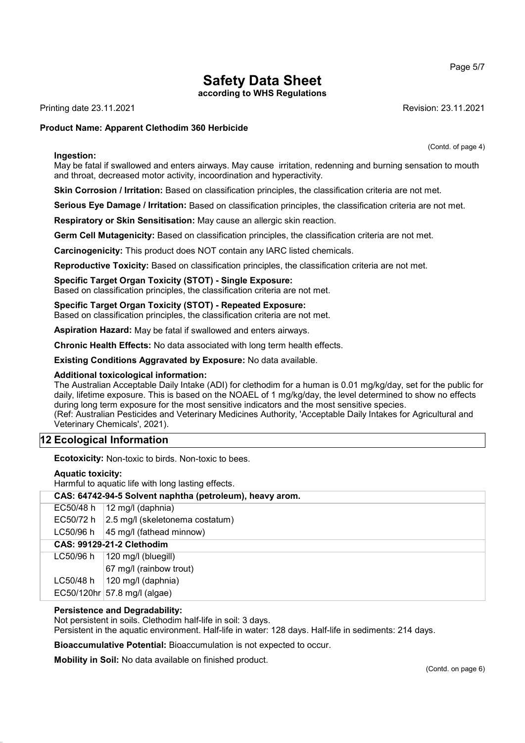(Contd. of page 4)

**Ingestion:**
May be fatal if swallowed and enters airways. May cause irritation, redenning and burning sensation to mouth and throat, decreased motor activity, incoordination and hyperactivity.

**Skin Corrosion / Irritation:** Based on classification principles, the classification criteria are not met.

**Serious Eye Damage / Irritation:** Based on classification principles, the classification criteria are not met.

**Respiratory or Skin Sensitisation:** May cause an allergic skin reaction.

**Germ Cell Mutagenicity:** Based on classification principles, the classification criteria are not met.

**Carcinogenicity:** This product does NOT contain any IARC listed chemicals.

**Reproductive Toxicity:** Based on classification principles, the classification criteria are not met.

**Specific Target Organ Toxicity (STOT) - Single Exposure:**
Based on classification principles, the classification criteria are not met.

**Specific Target Organ Toxicity (STOT) - Repeated Exposure:**
Based on classification principles, the classification criteria are not met.

**Aspiration Hazard:** May be fatal if swallowed and enters airways.

**Chronic Health Effects:** No data associated with long term health effects.

**Existing Conditions Aggravated by Exposure:** No data available.

**Additional toxicological information:**
The Australian Acceptable Daily Intake (ADI) for clethodim for a human is 0.01 mg/kg/day, set for the public for daily, lifetime exposure. This is based on the NOAEL of 1 mg/kg/day, the level determined to show no effects during long term exposure for the most sensitive indicators and the most sensitive species.
(Ref: Australian Pesticides and Veterinary Medicines Authority, 'Acceptable Daily Intakes for Agricultural and Veterinary Chemicals', 2021).

## 12 Ecological Information

**Ecotoxicity:** Non-toxic to birds. Non-toxic to bees.

**Aquatic toxicity:**
Harmful to aquatic life with long lasting effects.

| **CAS: 64742-94-5 Solvent naphtha (petroleum), heavy arom.** | |
|---|---|
| EC50/48 h | 12 mg/l (daphnia) |
| EC50/72 h | 2.5 mg/l (skeletonema costatum) |
| LC50/96 h | 45 mg/l (fathead minnow) |
| **CAS: 99129-21-2 Clethodim** | |
| LC50/96 h | 120 mg/l (bluegill) |
| | 67 mg/l (rainbow trout) |
| LC50/48 h | 120 mg/l (daphnia) |
| EC50/120hr | 57.8 mg/l (algae) |

**Persistence and Degradability:**
Not persistent in soils. Clethodim half-life in soil: 3 days.
Persistent in the aquatic environment. Half-life in water: 128 days. Half-life in sediments: 214 days.

**Bioaccumulative Potential:** Bioaccumulation is not expected to occur.

**Mobility in Soil:** No data available on finished product.

(Contd. on page 6)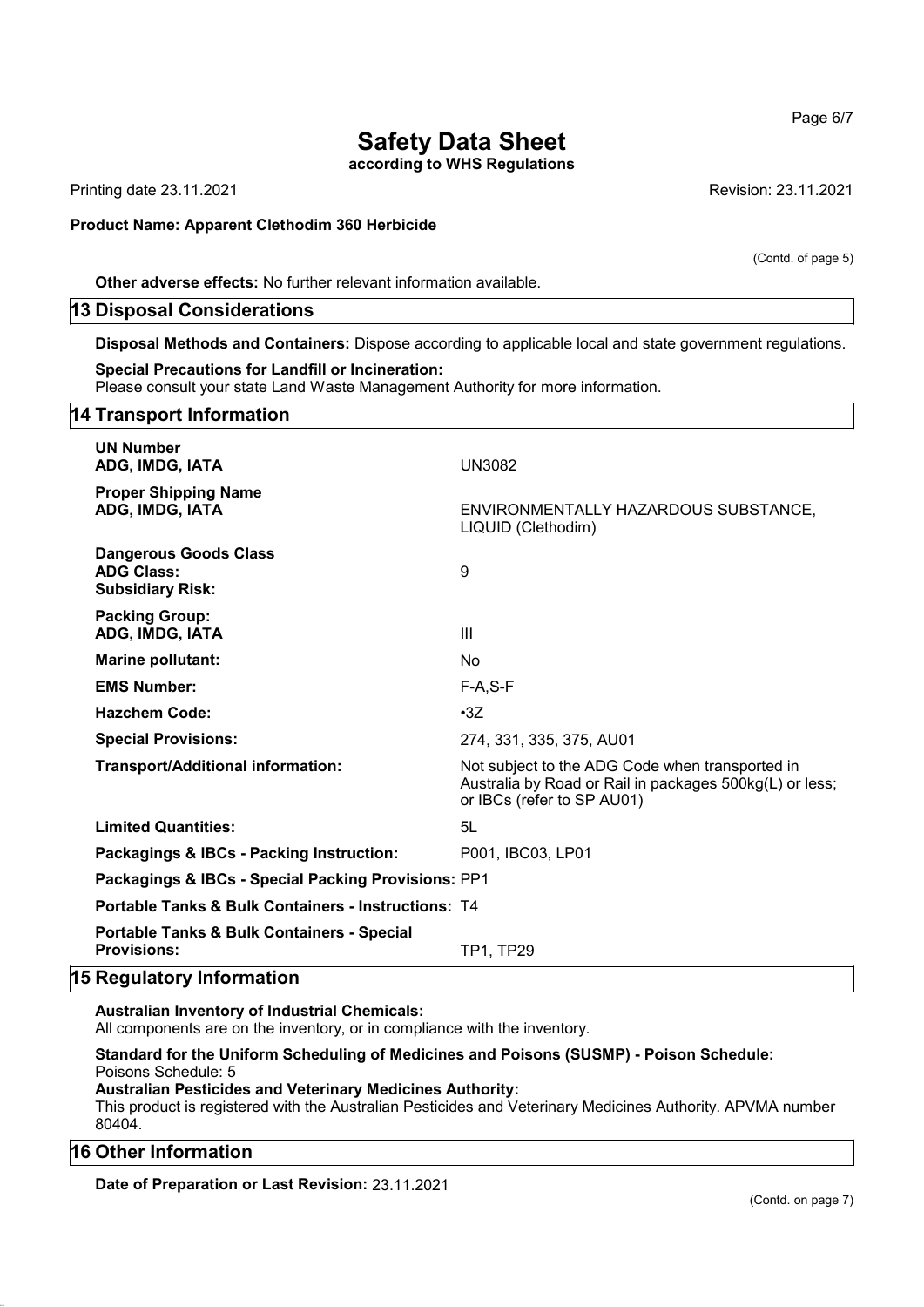# Safety Data Sheet

**according to WHS Regulations**

Printing date 23.11.2021 Revision: 23.11.2021

**Product Name: Apparent Clethodim 360 Herbicide**

(Contd. of page 5)

**Other adverse effects:** No further relevant information available.

## 13 Disposal Considerations

**Disposal Methods and Containers:** Dispose according to applicable local and state government regulations.

**Special Precautions for Landfill or Incineration:**
Please consult your state Land Waste Management Authority for more information.

## 14 Transport Information

| | |
|---|---|
| **UN Number**<br>**ADG, IMDG, IATA** | UN3082 |
| **Proper Shipping Name**<br>**ADG, IMDG, IATA** | ENVIRONMENTALLY HAZARDOUS SUBSTANCE, LIQUID (Clethodim) |
| **Dangerous Goods Class**<br>**ADG Class:**<br>**Subsidiary Risk:** | 9 |
| **Packing Group:**<br>**ADG, IMDG, IATA** | III |
| **Marine pollutant:** | No |
| **EMS Number:** | F-A,S-F |
| **Hazchem Code:** | •3Z |
| **Special Provisions:** | 274, 331, 335, 375, AU01 |
| **Transport/Additional information:** | Not subject to the ADG Code when transported in Australia by Road or Rail in packages 500kg(L) or less; or IBCs (refer to SP AU01) |
| **Limited Quantities:** | 5L |
| **Packagings & IBCs - Packing Instruction:** | P001, IBC03, LP01 |
| **Packagings & IBCs - Special Packing Provisions:** | PP1 |
| **Portable Tanks & Bulk Containers - Instructions:** | T4 |
| **Portable Tanks & Bulk Containers - Special Provisions:** | TP1, TP29 |

## 15 Regulatory Information

**Australian Inventory of Industrial Chemicals:**
All components are on the inventory, or in compliance with the inventory.

**Standard for the Uniform Scheduling of Medicines and Poisons (SUSMP) - Poison Schedule:**
Poisons Schedule: 5

**Australian Pesticides and Veterinary Medicines Authority:**
This product is registered with the Australian Pesticides and Veterinary Medicines Authority. APVMA number 80404.

## 16 Other Information

**Date of Preparation or Last Revision:** 23.11.2021

(Contd. on page 7)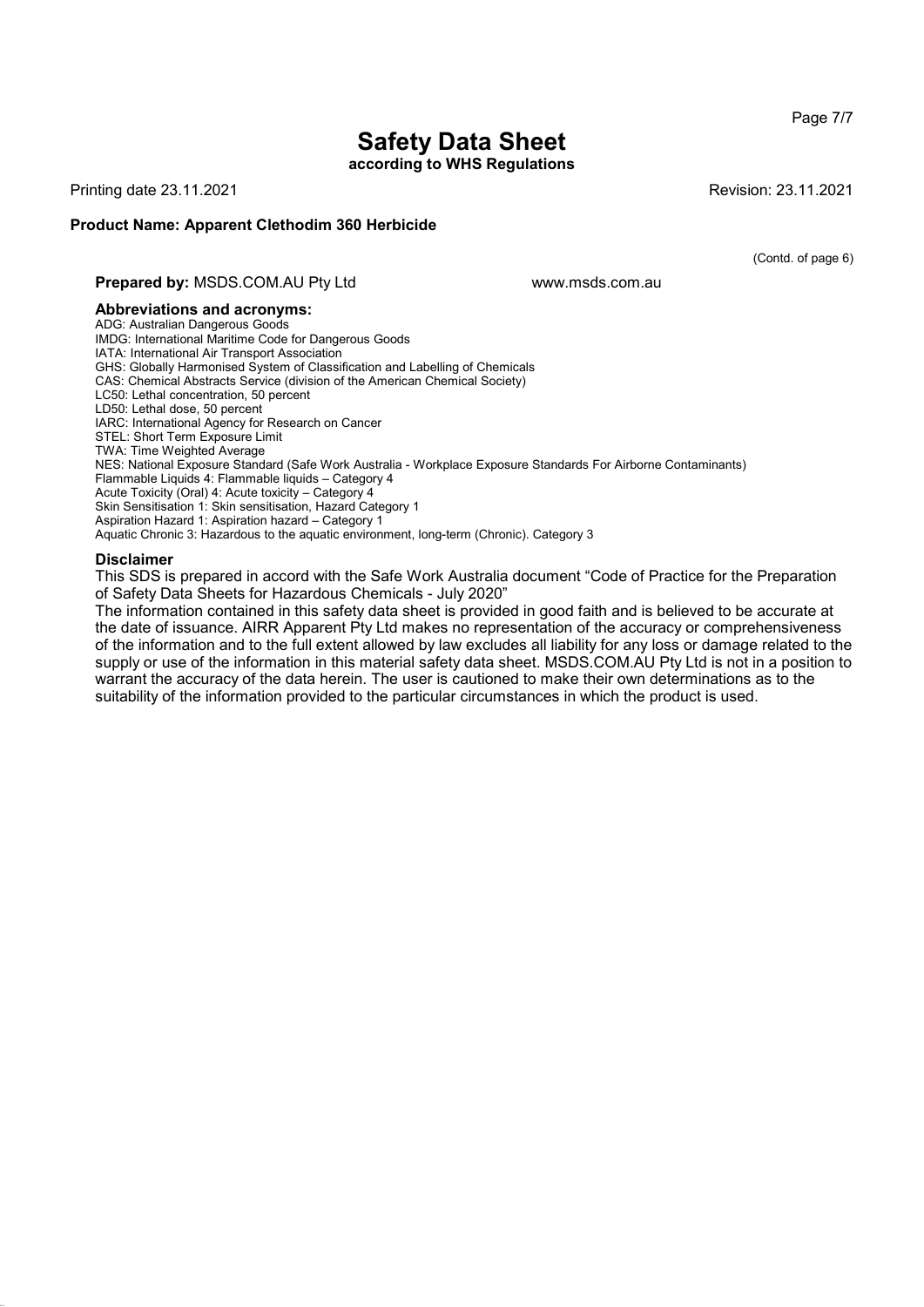# Safety Data Sheet

**according to WHS Regulations**

Printing date 23.11.2021 Revision: 23.11.2021

**Product Name: Apparent Clethodim 360 Herbicide**

(Contd. of page 6)

**Prepared by:** MSDS.COM.AU Pty Ltd www.msds.com.au

**Abbreviations and acronyms:**

ADG: Australian Dangerous Goods
IMDG: International Maritime Code for Dangerous Goods
IATA: International Air Transport Association
GHS: Globally Harmonised System of Classification and Labelling of Chemicals
CAS: Chemical Abstracts Service (division of the American Chemical Society)
LC50: Lethal concentration, 50 percent
LD50: Lethal dose, 50 percent
IARC: International Agency for Research on Cancer
STEL: Short Term Exposure Limit
TWA: Time Weighted Average
NES: National Exposure Standard (Safe Work Australia - Workplace Exposure Standards For Airborne Contaminants)
Flammable Liquids 4: Flammable liquids – Category 4
Acute Toxicity (Oral) 4: Acute toxicity – Category 4
Skin Sensitisation 1: Skin sensitisation, Hazard Category 1
Aspiration Hazard 1: Aspiration hazard – Category 1
Aquatic Chronic 3: Hazardous to the aquatic environment, long-term (Chronic). Category 3

**Disclaimer**

This SDS is prepared in accord with the Safe Work Australia document "Code of Practice for the Preparation of Safety Data Sheets for Hazardous Chemicals - July 2020"

The information contained in this safety data sheet is provided in good faith and is believed to be accurate at the date of issuance. AIRR Apparent Pty Ltd makes no representation of the accuracy or comprehensiveness of the information and to the full extent allowed by law excludes all liability for any loss or damage related to the supply or use of the information in this material safety data sheet. MSDS.COM.AU Pty Ltd is not in a position to warrant the accuracy of the data herein. The user is cautioned to make their own determinations as to the suitability of the information provided to the particular circumstances in which the product is used.